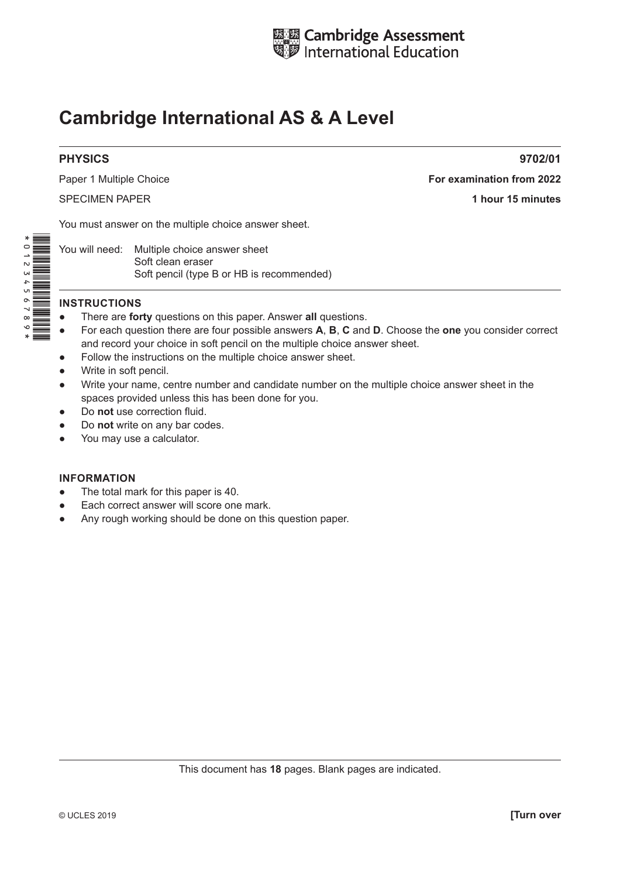Cambridge Assessment International Education

# Cambridge International AS & A Level

**PHYSICS** **9702/01**

Paper 1 Multiple Choice **For examination from 2022**

SPECIMEN PAPER **1 hour 15 minutes**

You must answer on the multiple choice answer sheet.

You will need: Multiple choice answer sheet
Soft clean eraser
Soft pencil (type B or HB is recommended)

## INSTRUCTIONS

- There are **forty** questions on this paper. Answer **all** questions.
- For each question there are four possible answers **A**, **B**, **C** and **D**. Choose the **one** you consider correct and record your choice in soft pencil on the multiple choice answer sheet.
- Follow the instructions on the multiple choice answer sheet.
- Write in soft pencil.
- Write your name, centre number and candidate number on the multiple choice answer sheet in the spaces provided unless this has been done for you.
- Do **not** use correction fluid.
- Do **not** write on any bar codes.
- You may use a calculator.

## INFORMATION

- The total mark for this paper is 40.
- Each correct answer will score one mark.
- Any rough working should be done on this question paper.

This document has **18** pages. Blank pages are indicated.

© UCLES 2019 **[Turn over**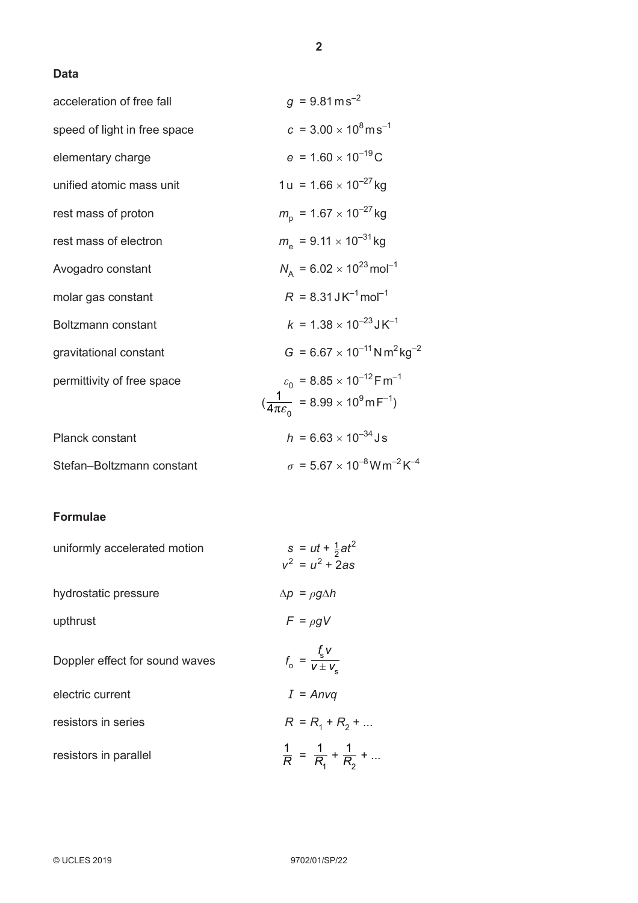**Data**

| | |
|---|---|
| acceleration of free fall | $g = 9.81\,\text{m}\,\text{s}^{-2}$ |
| speed of light in free space | $c = 3.00 \times 10^{8}\,\text{m}\,\text{s}^{-1}$ |
| elementary charge | $e = 1.60 \times 10^{-19}\,\text{C}$ |
| unified atomic mass unit | $1\,\text{u} = 1.66 \times 10^{-27}\,\text{kg}$ |
| rest mass of proton | $m_p = 1.67 \times 10^{-27}\,\text{kg}$ |
| rest mass of electron | $m_e = 9.11 \times 10^{-31}\,\text{kg}$ |
| Avogadro constant | $N_A = 6.02 \times 10^{23}\,\text{mol}^{-1}$ |
| molar gas constant | $R = 8.31\,\text{J}\,\text{K}^{-1}\,\text{mol}^{-1}$ |
| Boltzmann constant | $k = 1.38 \times 10^{-23}\,\text{J}\,\text{K}^{-1}$ |
| gravitational constant | $G = 6.67 \times 10^{-11}\,\text{N}\,\text{m}^{2}\,\text{kg}^{-2}$ |
| permittivity of free space | $\varepsilon_0 = 8.85 \times 10^{-12}\,\text{F}\,\text{m}^{-1}$ <br> $\left(\frac{1}{4\pi\varepsilon_0} = 8.99 \times 10^{9}\,\text{m}\,\text{F}^{-1}\right)$ |
| Planck constant | $h = 6.63 \times 10^{-34}\,\text{J}\,\text{s}$ |
| Stefan–Boltzmann constant | $\sigma = 5.67 \times 10^{-8}\,\text{W}\,\text{m}^{-2}\,\text{K}^{-4}$ |

**Formulae**

| | |
|---|---|
| uniformly accelerated motion | $s = ut + \frac{1}{2}at^2$ <br> $v^2 = u^2 + 2as$ |
| hydrostatic pressure | $\Delta p = \rho g \Delta h$ |
| upthrust | $F = \rho g V$ |
| Doppler effect for sound waves | $f_o = \dfrac{f_s v}{v \pm v_s}$ |
| electric current | $I = Anvq$ |
| resistors in series | $R = R_1 + R_2 + \ldots$ |
| resistors in parallel | $\dfrac{1}{R} = \dfrac{1}{R_1} + \dfrac{1}{R_2} + \ldots$ |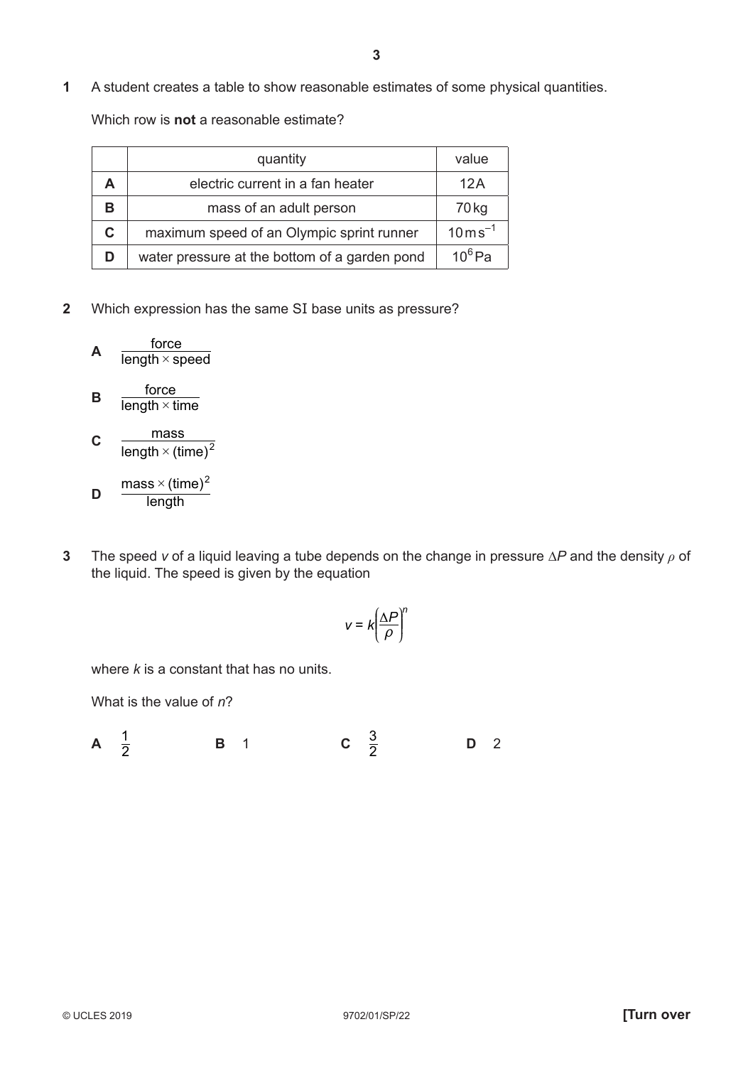1 A student creates a table to show reasonable estimates of some physical quantities.

Which row is **not** a reasonable estimate?

| | quantity | value |
|---|---|---|
| **A** | electric current in a fan heater | 12 A |
| **B** | mass of an adult person | 70 kg |
| **C** | maximum speed of an Olympic sprint runner | $10\,\text{m}\,\text{s}^{-1}$ |
| **D** | water pressure at the bottom of a garden pond | $10^6$ Pa |

2 Which expression has the same SI base units as pressure?

**A** $\dfrac{\text{force}}{\text{length} \times \text{speed}}$

**B** $\dfrac{\text{force}}{\text{length} \times \text{time}}$

**C** $\dfrac{\text{mass}}{\text{length} \times (\text{time})^2}$

**D** $\dfrac{\text{mass} \times (\text{time})^2}{\text{length}}$

3 The speed $v$ of a liquid leaving a tube depends on the change in pressure $\Delta P$ and the density $\rho$ of the liquid. The speed is given by the equation

$$v = k\left(\frac{\Delta P}{\rho}\right)^n$$

where $k$ is a constant that has no units.

What is the value of $n$?

**A** $\frac{1}{2}$ **B** 1 **C** $\frac{3}{2}$ **D** 2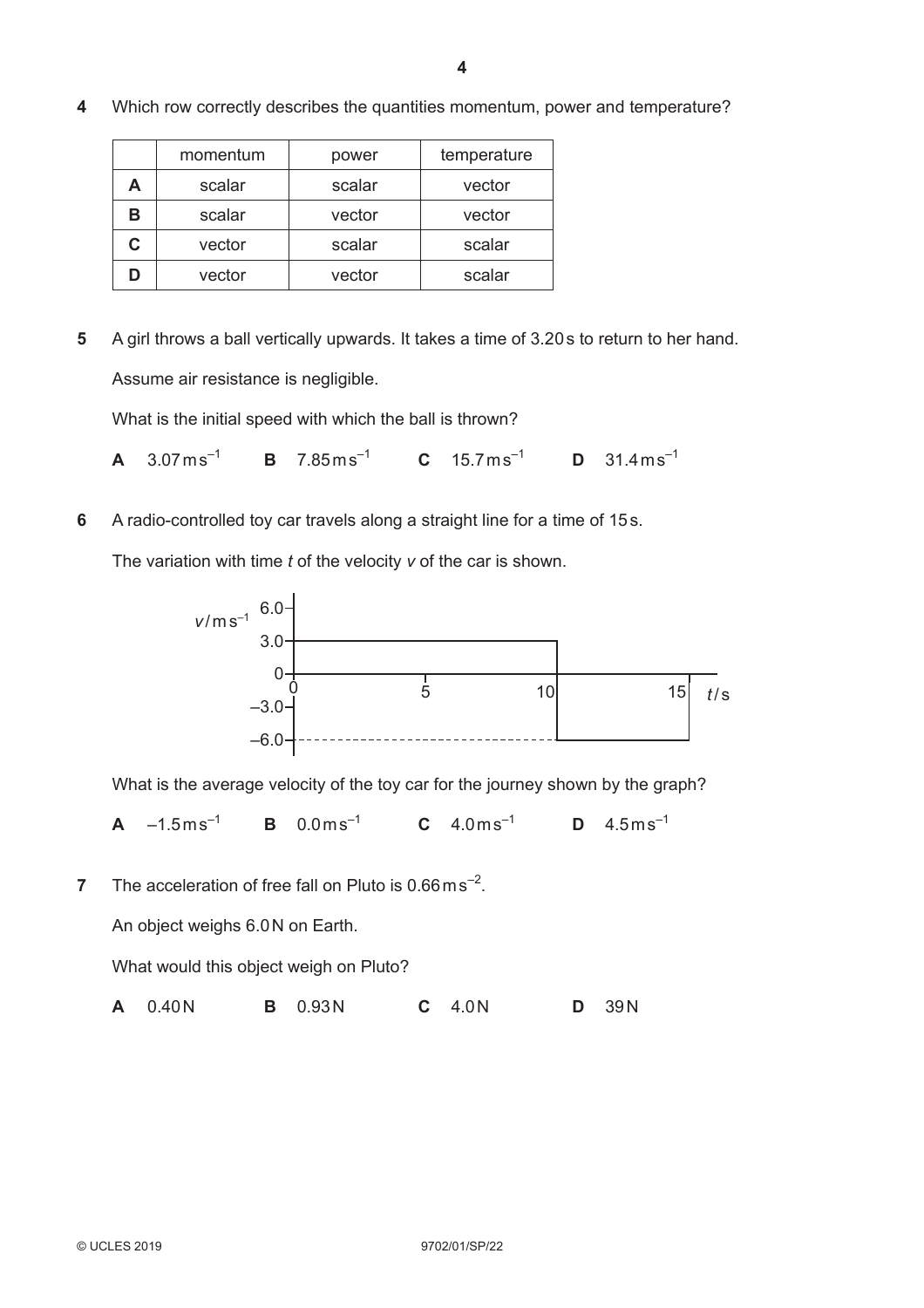**4** Which row correctly describes the quantities momentum, power and temperature?

| | momentum | power | temperature |
|---|---|---|---|
| **A** | scalar | scalar | vector |
| **B** | scalar | vector | vector |
| **C** | vector | scalar | scalar |
| **D** | vector | vector | scalar |

**5** A girl throws a ball vertically upwards. It takes a time of 3.20 s to return to her hand.

Assume air resistance is negligible.

What is the initial speed with which the ball is thrown?

**A** $3.07\,\text{m}\,\text{s}^{-1}$ **B** $7.85\,\text{m}\,\text{s}^{-1}$ **C** $15.7\,\text{m}\,\text{s}^{-1}$ **D** $31.4\,\text{m}\,\text{s}^{-1}$

**6** A radio-controlled toy car travels along a straight line for a time of 15 s.

The variation with time $t$ of the velocity $v$ of the car is shown.

What is the average velocity of the toy car for the journey shown by the graph?

**A** $-1.5\,\text{m}\,\text{s}^{-1}$ **B** $0.0\,\text{m}\,\text{s}^{-1}$ **C** $4.0\,\text{m}\,\text{s}^{-1}$ **D** $4.5\,\text{m}\,\text{s}^{-1}$

**7** The acceleration of free fall on Pluto is $0.66\,\text{m}\,\text{s}^{-2}$.

An object weighs 6.0 N on Earth.

What would this object weigh on Pluto?

**A** 0.40 N **B** 0.93 N **C** 4.0 N **D** 39 N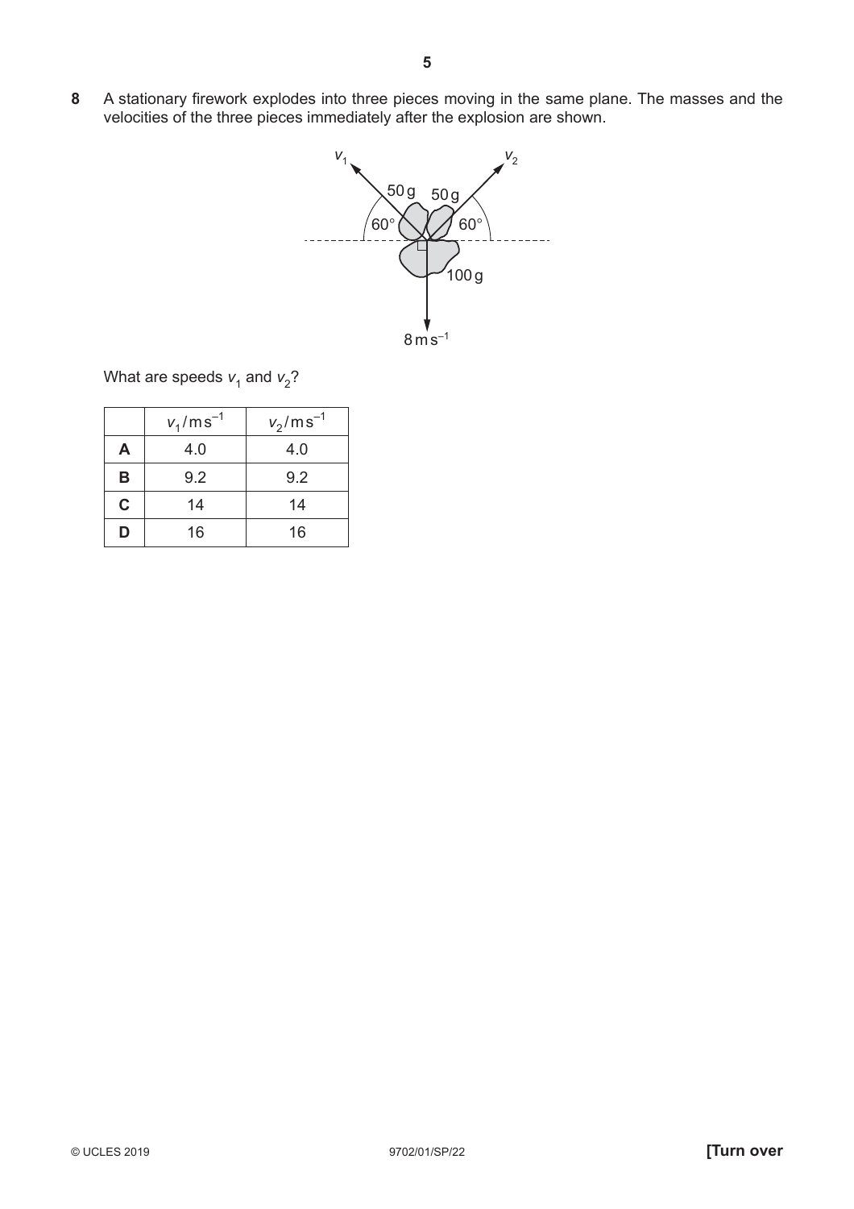**8** A stationary firework explodes into three pieces moving in the same plane. The masses and the velocities of the three pieces immediately after the explosion are shown.

What are speeds $v_1$ and $v_2$?

| | $v_1$ / m s$^{-1}$ | $v_2$ / m s$^{-1}$ |
|---|---|---|
| **A** | 4.0 | 4.0 |
| **B** | 9.2 | 9.2 |
| **C** | 14 | 14 |
| **D** | 16 | 16 |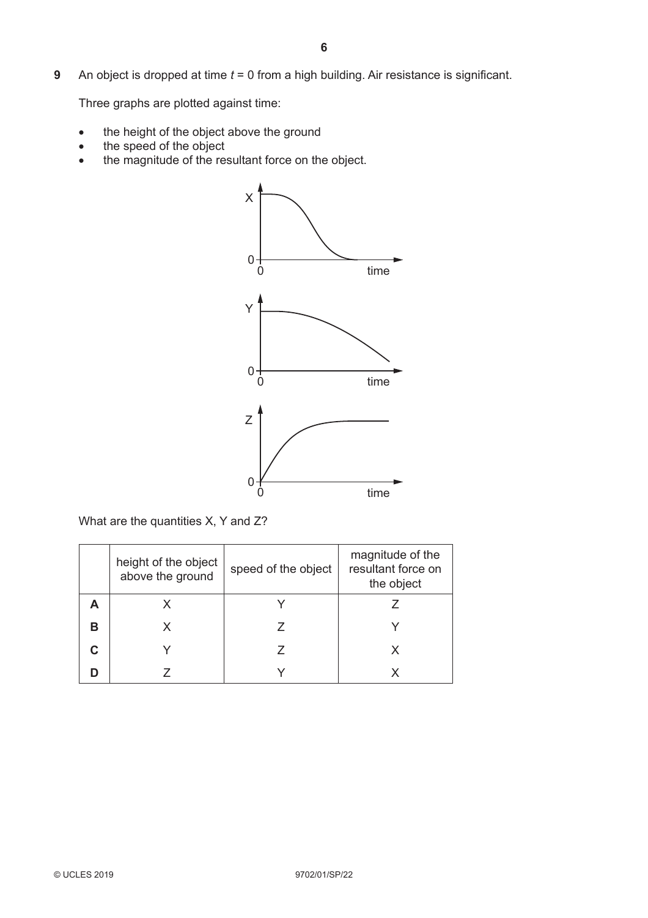**9** An object is dropped at time $t = 0$ from a high building. Air resistance is significant.

Three graphs are plotted against time:

- the height of the object above the ground
- the speed of the object
- the magnitude of the resultant force on the object.

What are the quantities X, Y and Z?

| | height of the object above the ground | speed of the object | magnitude of the resultant force on the object |
|---|---|---|---|
| **A** | X | Y | Z |
| **B** | X | Z | Y |
| **C** | Y | Z | X |
| **D** | Z | Y | X |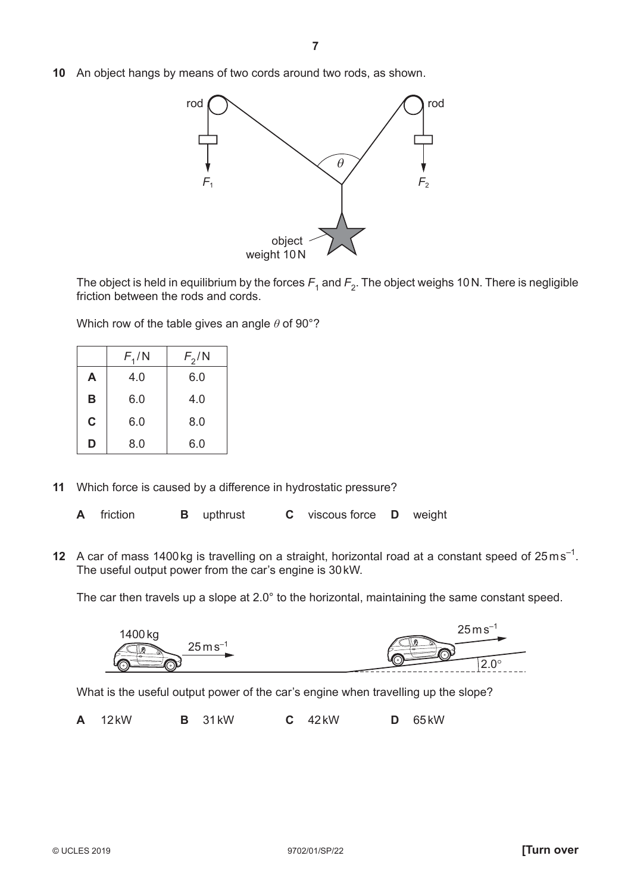**10** An object hangs by means of two cords around two rods, as shown.

The object is held in equilibrium by the forces $F_1$ and $F_2$. The object weighs 10 N. There is negligible friction between the rods and cords.

Which row of the table gives an angle $\theta$ of 90°?

| | $F_1$/N | $F_2$/N |
|---|---|---|
| **A** | 4.0 | 6.0 |
| **B** | 6.0 | 4.0 |
| **C** | 6.0 | 8.0 |
| **D** | 8.0 | 6.0 |

**11** Which force is caused by a difference in hydrostatic pressure?

**A** friction **B** upthrust **C** viscous force **D** weight

**12** A car of mass 1400 kg is travelling on a straight, horizontal road at a constant speed of 25 m s$^{-1}$. The useful output power from the car's engine is 30 kW.

The car then travels up a slope at 2.0° to the horizontal, maintaining the same constant speed.

What is the useful output power of the car's engine when travelling up the slope?

**A** 12 kW **B** 31 kW **C** 42 kW **D** 65 kW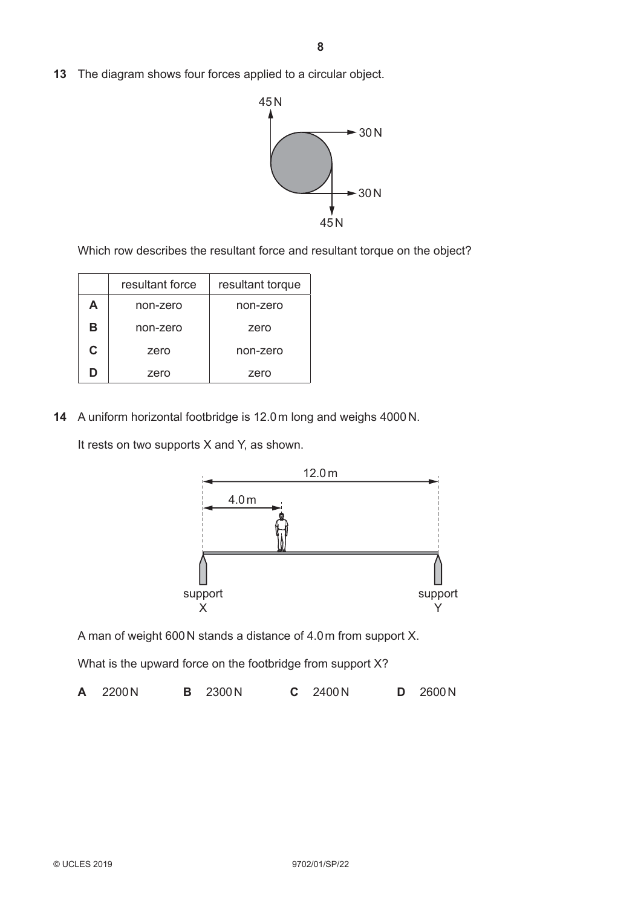**13** The diagram shows four forces applied to a circular object.

Which row describes the resultant force and resultant torque on the object?

| | resultant force | resultant torque |
|---|---|---|
| **A** | non-zero | non-zero |
| **B** | non-zero | zero |
| **C** | zero | non-zero |
| **D** | zero | zero |

**14** A uniform horizontal footbridge is 12.0 m long and weighs 4000 N.

It rests on two supports X and Y, as shown.

A man of weight 600 N stands a distance of 4.0 m from support X.

What is the upward force on the footbridge from support X?

**A** 2200 N **B** 2300 N **C** 2400 N **D** 2600 N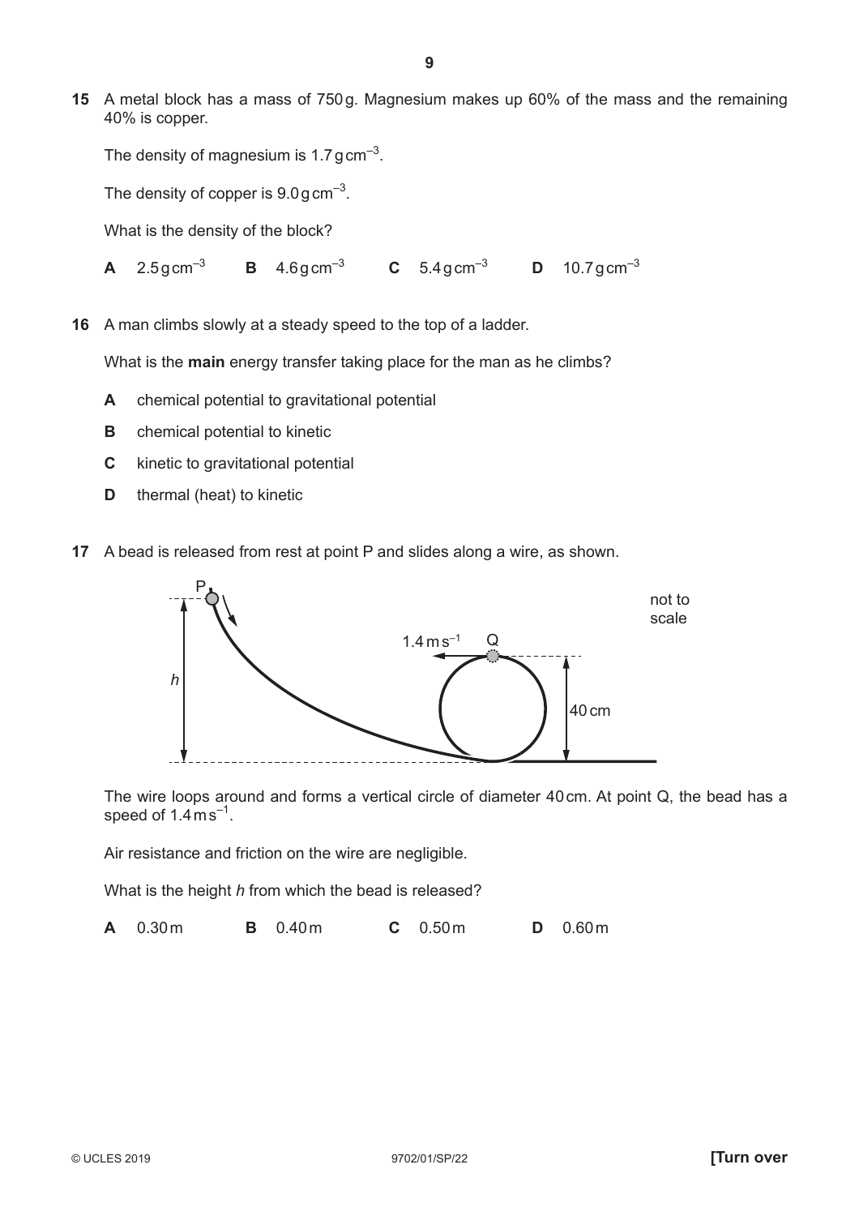**15** A metal block has a mass of 750 g. Magnesium makes up 60% of the mass and the remaining 40% is copper.

The density of magnesium is $1.7\,\text{g cm}^{-3}$.

The density of copper is $9.0\,\text{g cm}^{-3}$.

What is the density of the block?

**A** $2.5\,\text{g cm}^{-3}$ **B** $4.6\,\text{g cm}^{-3}$ **C** $5.4\,\text{g cm}^{-3}$ **D** $10.7\,\text{g cm}^{-3}$

**16** A man climbs slowly at a steady speed to the top of a ladder.

What is the **main** energy transfer taking place for the man as he climbs?

**A** chemical potential to gravitational potential

**B** chemical potential to kinetic

**C** kinetic to gravitational potential

**D** thermal (heat) to kinetic

**17** A bead is released from rest at point P and slides along a wire, as shown.

P

$h$

$1.4\,\text{m s}^{-1}$ Q

40 cm

not to scale

The wire loops around and forms a vertical circle of diameter 40 cm. At point Q, the bead has a speed of $1.4\,\text{m s}^{-1}$.

Air resistance and friction on the wire are negligible.

What is the height $h$ from which the bead is released?

**A** 0.30 m **B** 0.40 m **C** 0.50 m **D** 0.60 m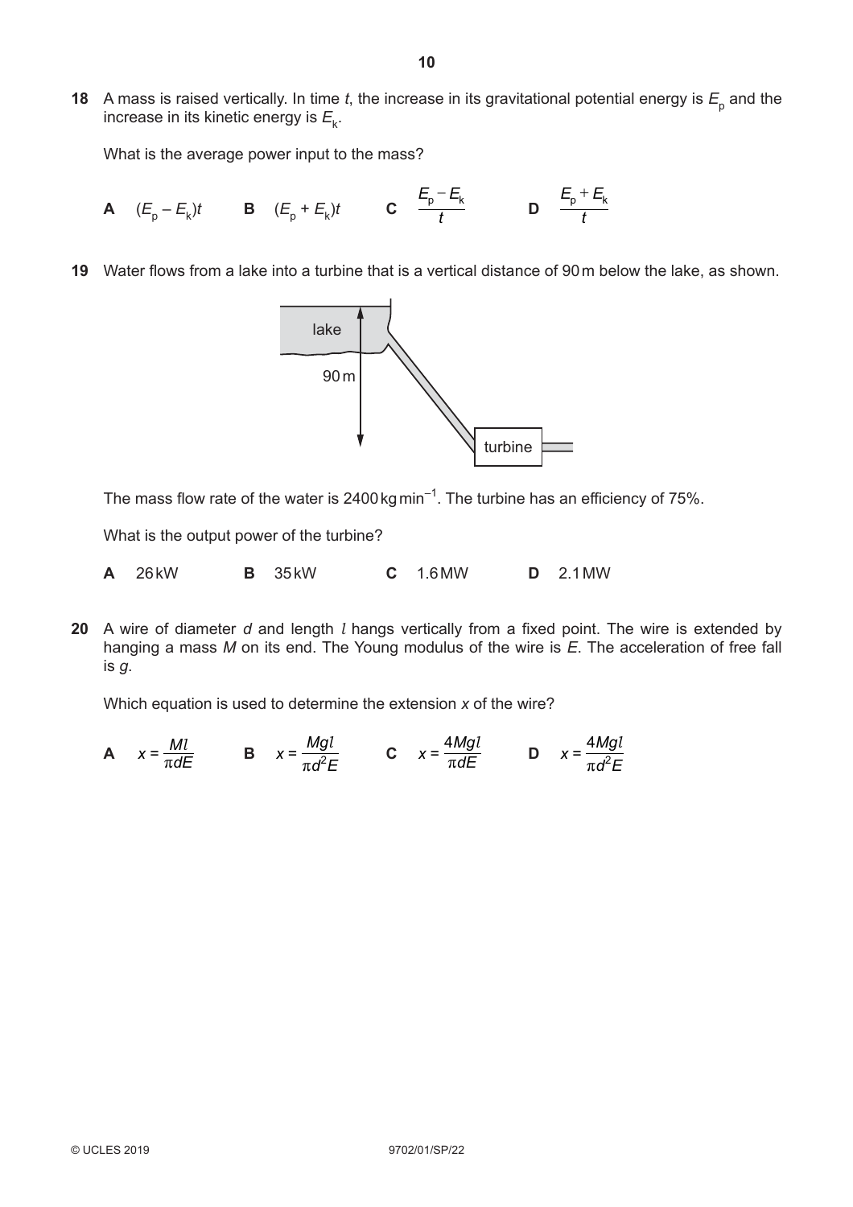**18** A mass is raised vertically. In time $t$, the increase in its gravitational potential energy is $E_p$ and the increase in its kinetic energy is $E_k$.

What is the average power input to the mass?

**A** $(E_p - E_k)t$ **B** $(E_p + E_k)t$ **C** $\dfrac{E_p - E_k}{t}$ **D** $\dfrac{E_p + E_k}{t}$

**19** Water flows from a lake into a turbine that is a vertical distance of 90 m below the lake, as shown.

lake

90 m

turbine

The mass flow rate of the water is $2400\,\text{kg}\,\text{min}^{-1}$. The turbine has an efficiency of 75%.

What is the output power of the turbine?

**A** 26 kW **B** 35 kW **C** 1.6 MW **D** 2.1 MW

**20** A wire of diameter $d$ and length $l$ hangs vertically from a fixed point. The wire is extended by hanging a mass $M$ on its end. The Young modulus of the wire is $E$. The acceleration of free fall is $g$.

Which equation is used to determine the extension $x$ of the wire?

**A** $x = \dfrac{Ml}{\pi d E}$ **B** $x = \dfrac{Mgl}{\pi d^2 E}$ **C** $x = \dfrac{4Mgl}{\pi d E}$ **D** $x = \dfrac{4Mgl}{\pi d^2 E}$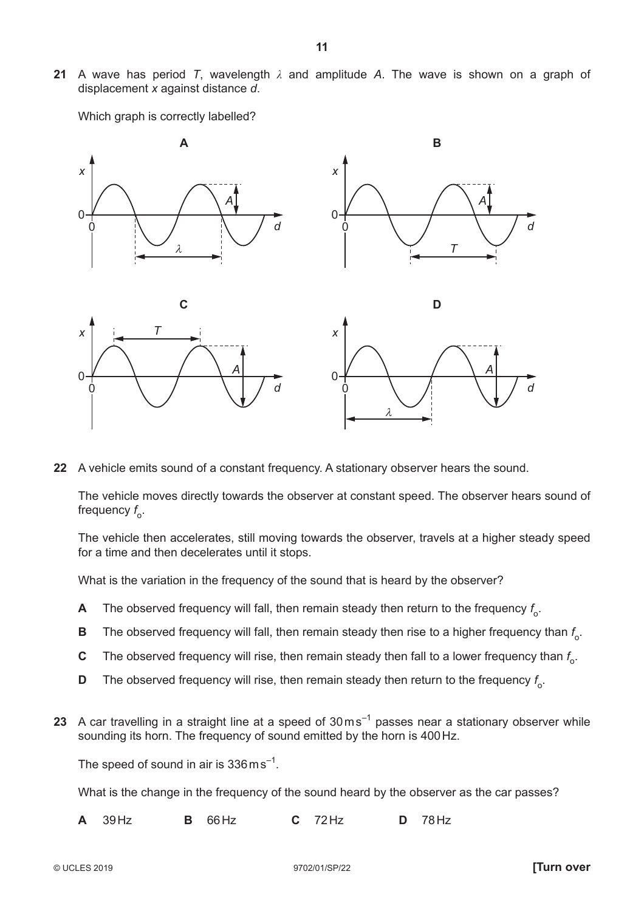**21** A wave has period $T$, wavelength $\lambda$ and amplitude $A$. The wave is shown on a graph of displacement $x$ against distance $d$.

Which graph is correctly labelled?

**A** (graph of $x$ against $d$, with $A$ and $\lambda$ labelled)

**B** (graph of $x$ against $d$, with $A$ and $T$ labelled)

**C** (graph of $x$ against $d$, with $T$ and $A$ labelled)

**D** (graph of $x$ against $d$, with $A$ and $\lambda$ labelled)

**22** A vehicle emits sound of a constant frequency. A stationary observer hears the sound.

The vehicle moves directly towards the observer at constant speed. The observer hears sound of frequency $f_o$.

The vehicle then accelerates, still moving towards the observer, travels at a higher steady speed for a time and then decelerates until it stops.

What is the variation in the frequency of the sound that is heard by the observer?

**A** The observed frequency will fall, then remain steady then return to the frequency $f_o$.

**B** The observed frequency will fall, then remain steady then rise to a higher frequency than $f_o$.

**C** The observed frequency will rise, then remain steady then fall to a lower frequency than $f_o$.

**D** The observed frequency will rise, then remain steady then return to the frequency $f_o$.

**23** A car travelling in a straight line at a speed of $30\,\text{m}\,\text{s}^{-1}$ passes near a stationary observer while sounding its horn. The frequency of sound emitted by the horn is 400 Hz.

The speed of sound in air is $336\,\text{m}\,\text{s}^{-1}$.

What is the change in the frequency of the sound heard by the observer as the car passes?

**A** 39 Hz **B** 66 Hz **C** 72 Hz **D** 78 Hz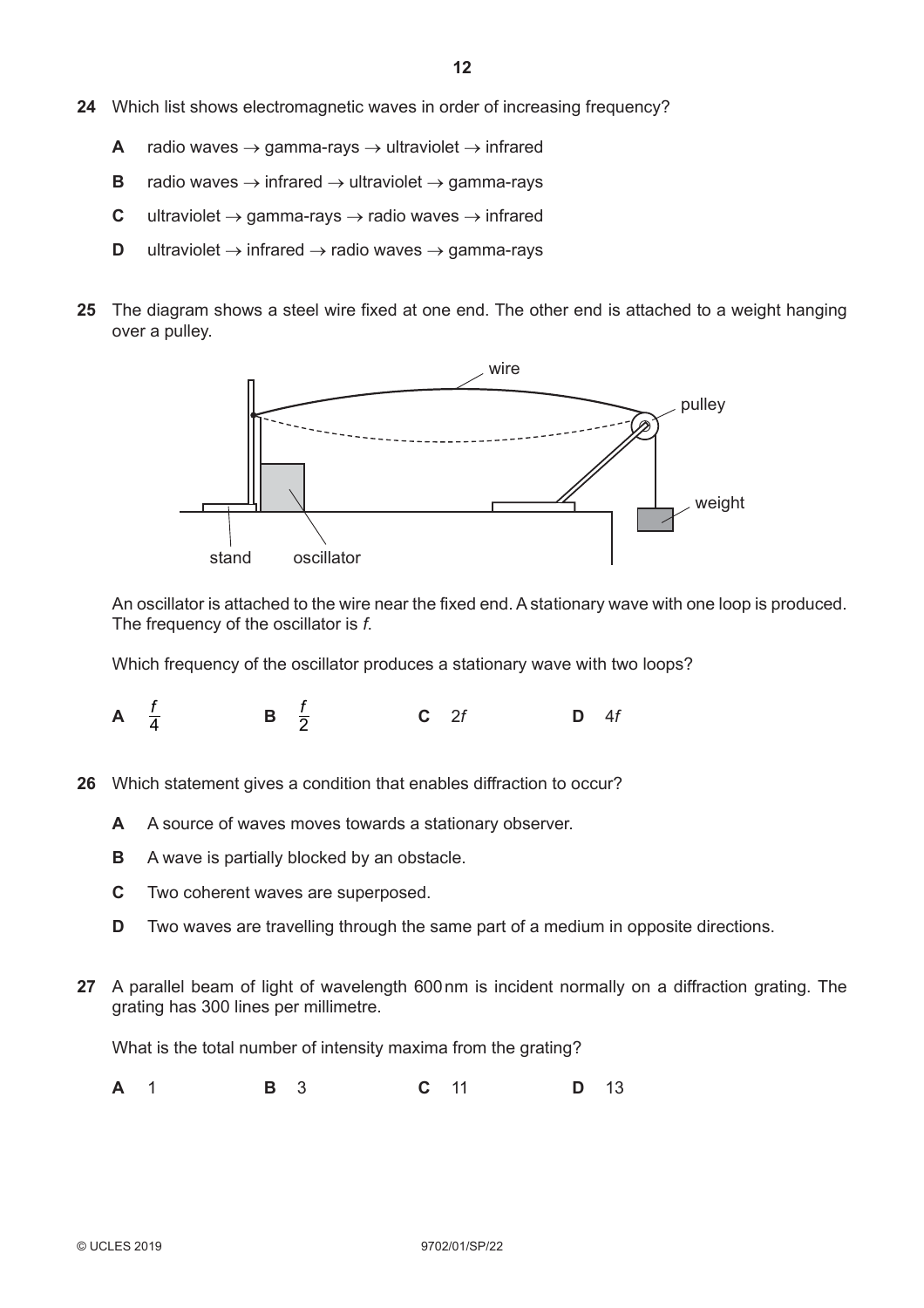**24** Which list shows electromagnetic waves in order of increasing frequency?

**A** radio waves → gamma-rays → ultraviolet → infrared

**B** radio waves → infrared → ultraviolet → gamma-rays

**C** ultraviolet → gamma-rays → radio waves → infrared

**D** ultraviolet → infrared → radio waves → gamma-rays

**25** The diagram shows a steel wire fixed at one end. The other end is attached to a weight hanging over a pulley.

An oscillator is attached to the wire near the fixed end. A stationary wave with one loop is produced. The frequency of the oscillator is $f$.

Which frequency of the oscillator produces a stationary wave with two loops?

**A** $\frac{f}{4}$ **B** $\frac{f}{2}$ **C** $2f$ **D** $4f$

**26** Which statement gives a condition that enables diffraction to occur?

**A** A source of waves moves towards a stationary observer.

**B** A wave is partially blocked by an obstacle.

**C** Two coherent waves are superposed.

**D** Two waves are travelling through the same part of a medium in opposite directions.

**27** A parallel beam of light of wavelength 600 nm is incident normally on a diffraction grating. The grating has 300 lines per millimetre.

What is the total number of intensity maxima from the grating?

**A** 1 **B** 3 **C** 11 **D** 13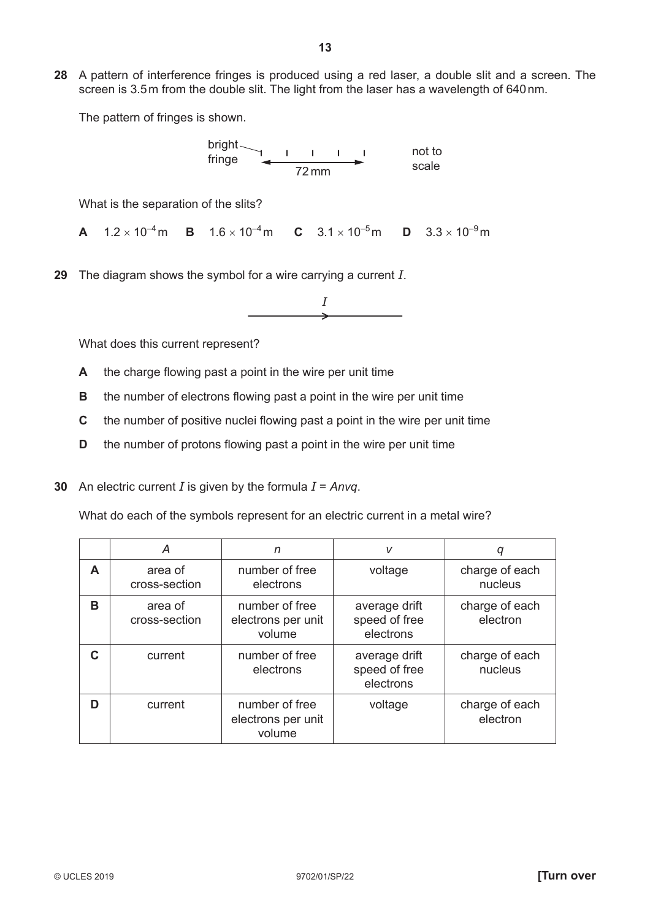**28** A pattern of interference fringes is produced using a red laser, a double slit and a screen. The screen is 3.5 m from the double slit. The light from the laser has a wavelength of 640 nm.

The pattern of fringes is shown.

bright fringe — 72 mm — not to scale

What is the separation of the slits?

**A** $1.2 \times 10^{-4}$ m  **B** $1.6 \times 10^{-4}$ m  **C** $3.1 \times 10^{-5}$ m  **D** $3.3 \times 10^{-9}$ m

**29** The diagram shows the symbol for a wire carrying a current $I$.

What does this current represent?

**A** the charge flowing past a point in the wire per unit time

**B** the number of electrons flowing past a point in the wire per unit time

**C** the number of positive nuclei flowing past a point in the wire per unit time

**D** the number of protons flowing past a point in the wire per unit time

**30** An electric current $I$ is given by the formula $I = Anvq$.

What do each of the symbols represent for an electric current in a metal wire?

| | $A$ | $n$ | $v$ | $q$ |
|---|---|---|---|---|
| **A** | area of cross-section | number of free electrons | voltage | charge of each nucleus |
| **B** | area of cross-section | number of free electrons per unit volume | average drift speed of free electrons | charge of each electron |
| **C** | current | number of free electrons | average drift speed of free electrons | charge of each nucleus |
| **D** | current | number of free electrons per unit volume | voltage | charge of each electron |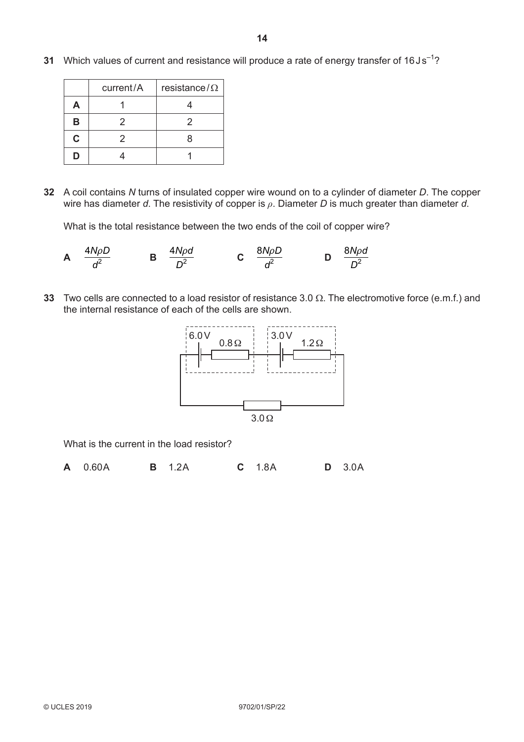**31** Which values of current and resistance will produce a rate of energy transfer of $16\,\text{J}\,\text{s}^{-1}$?

| | current / A | resistance / Ω |
|---|---|---|
| **A** | 1 | 4 |
| **B** | 2 | 2 |
| **C** | 2 | 8 |
| **D** | 4 | 1 |

**32** A coil contains $N$ turns of insulated copper wire wound on to a cylinder of diameter $D$. The copper wire has diameter $d$. The resistivity of copper is $\rho$. Diameter $D$ is much greater than diameter $d$.

What is the total resistance between the two ends of the coil of copper wire?

**A** $\dfrac{4N\rho D}{d^2}$ **B** $\dfrac{4N\rho d}{D^2}$ **C** $\dfrac{8N\rho D}{d^2}$ **D** $\dfrac{8N\rho d}{D^2}$

**33** Two cells are connected to a load resistor of resistance 3.0 Ω. The electromotive force (e.m.f.) and the internal resistance of each of the cells are shown.

6.0 V 0.8 Ω 3.0 V 1.2 Ω

3.0 Ω

What is the current in the load resistor?

**A** 0.60 A **B** 1.2 A **C** 1.8 A **D** 3.0 A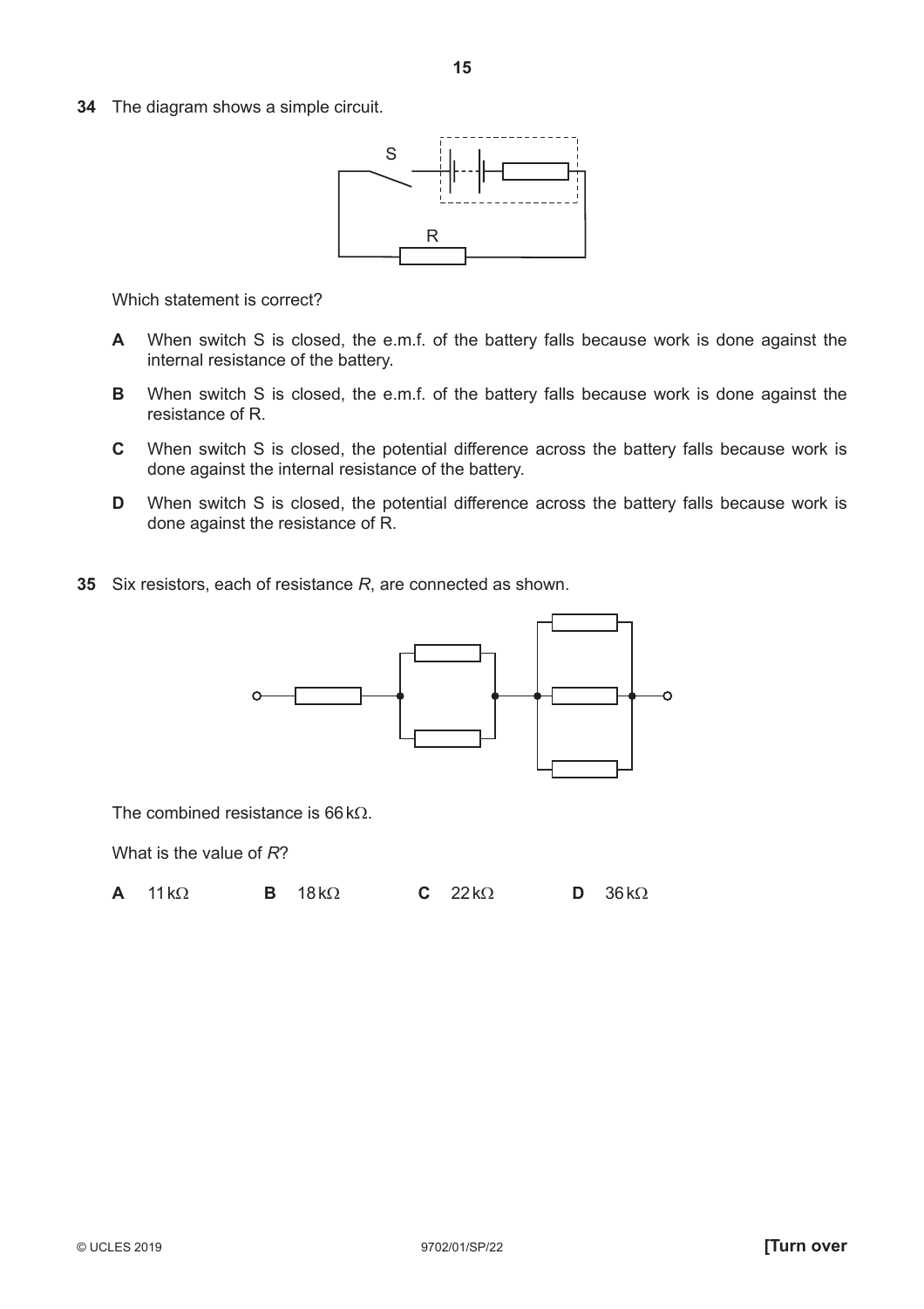**34** The diagram shows a simple circuit.

Which statement is correct?

**A** When switch S is closed, the e.m.f. of the battery falls because work is done against the internal resistance of the battery.

**B** When switch S is closed, the e.m.f. of the battery falls because work is done against the resistance of R.

**C** When switch S is closed, the potential difference across the battery falls because work is done against the internal resistance of the battery.

**D** When switch S is closed, the potential difference across the battery falls because work is done against the resistance of R.

**35** Six resistors, each of resistance $R$, are connected as shown.

The combined resistance is $66\,\text{k}\Omega$.

What is the value of $R$?

**A** $11\,\text{k}\Omega$ **B** $18\,\text{k}\Omega$ **C** $22\,\text{k}\Omega$ **D** $36\,\text{k}\Omega$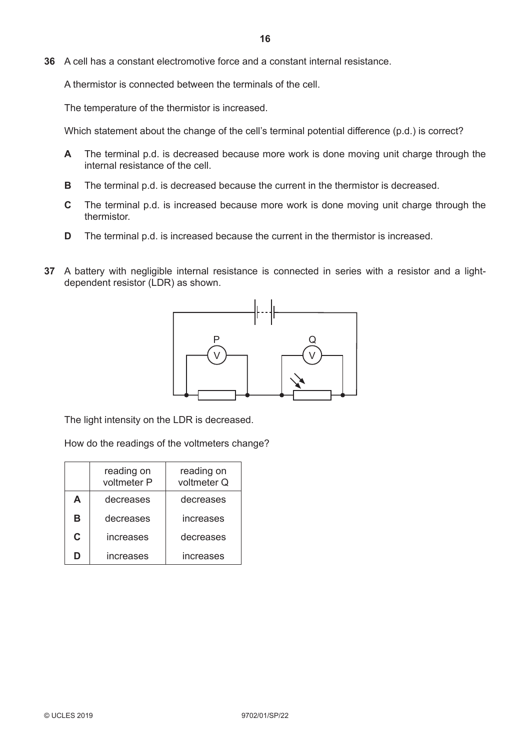**36** A cell has a constant electromotive force and a constant internal resistance.

A thermistor is connected between the terminals of the cell.

The temperature of the thermistor is increased.

Which statement about the change of the cell's terminal potential difference (p.d.) is correct?

**A** The terminal p.d. is decreased because more work is done moving unit charge through the internal resistance of the cell.

**B** The terminal p.d. is decreased because the current in the thermistor is decreased.

**C** The terminal p.d. is increased because more work is done moving unit charge through the thermistor.

**D** The terminal p.d. is increased because the current in the thermistor is increased.

**37** A battery with negligible internal resistance is connected in series with a resistor and a light-dependent resistor (LDR) as shown.

The light intensity on the LDR is decreased.

How do the readings of the voltmeters change?

| | reading on voltmeter P | reading on voltmeter Q |
|---|---|---|
| **A** | decreases | decreases |
| **B** | decreases | increases |
| **C** | increases | decreases |
| **D** | increases | increases |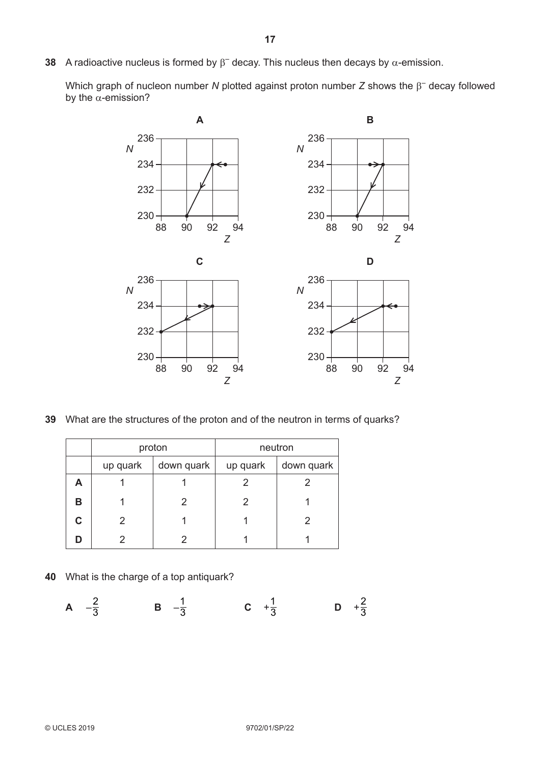**38** A radioactive nucleus is formed by $\beta^-$ decay. This nucleus then decays by $\alpha$-emission.

Which graph of nucleon number $N$ plotted against proton number $Z$ shows the $\beta^-$ decay followed by the $\alpha$-emission?

**A**

**B**

**C**

**D**

**39** What are the structures of the proton and of the neutron in terms of quarks?

| | proton | | neutron | |
|---|---|---|---|---|
| | up quark | down quark | up quark | down quark |
| **A** | 1 | 1 | 2 | 2 |
| **B** | 1 | 2 | 2 | 1 |
| **C** | 2 | 1 | 1 | 2 |
| **D** | 2 | 2 | 1 | 1 |

**40** What is the charge of a top antiquark?

**A** $-\frac{2}{3}$ **B** $-\frac{1}{3}$ **C** $+\frac{1}{3}$ **D** $+\frac{2}{3}$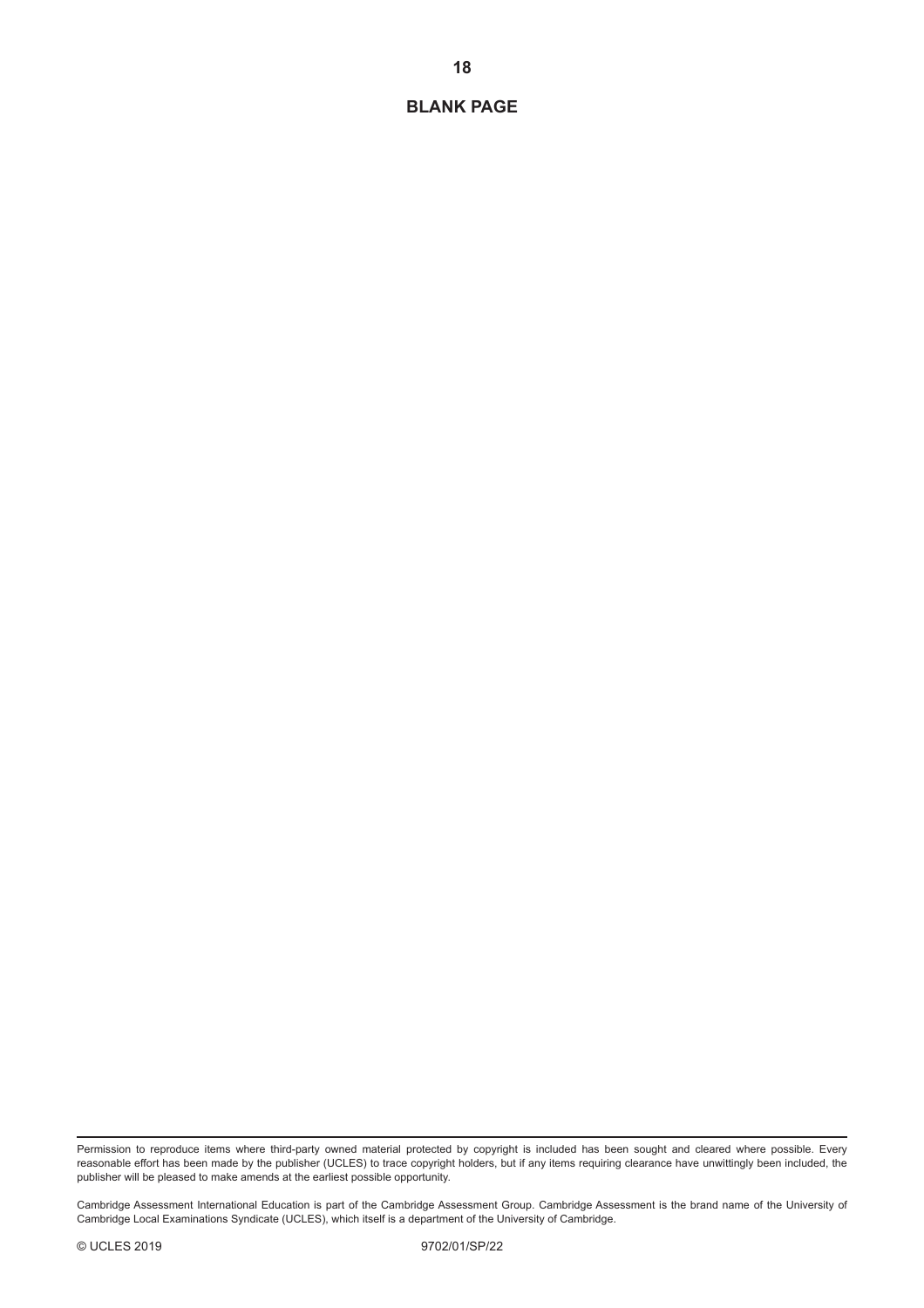**BLANK PAGE**

Permission to reproduce items where third-party owned material protected by copyright is included has been sought and cleared where possible. Every reasonable effort has been made by the publisher (UCLES) to trace copyright holders, but if any items requiring clearance have unwittingly been included, the publisher will be pleased to make amends at the earliest possible opportunity.

Cambridge Assessment International Education is part of the Cambridge Assessment Group. Cambridge Assessment is the brand name of the University of Cambridge Local Examinations Syndicate (UCLES), which itself is a department of the University of Cambridge.